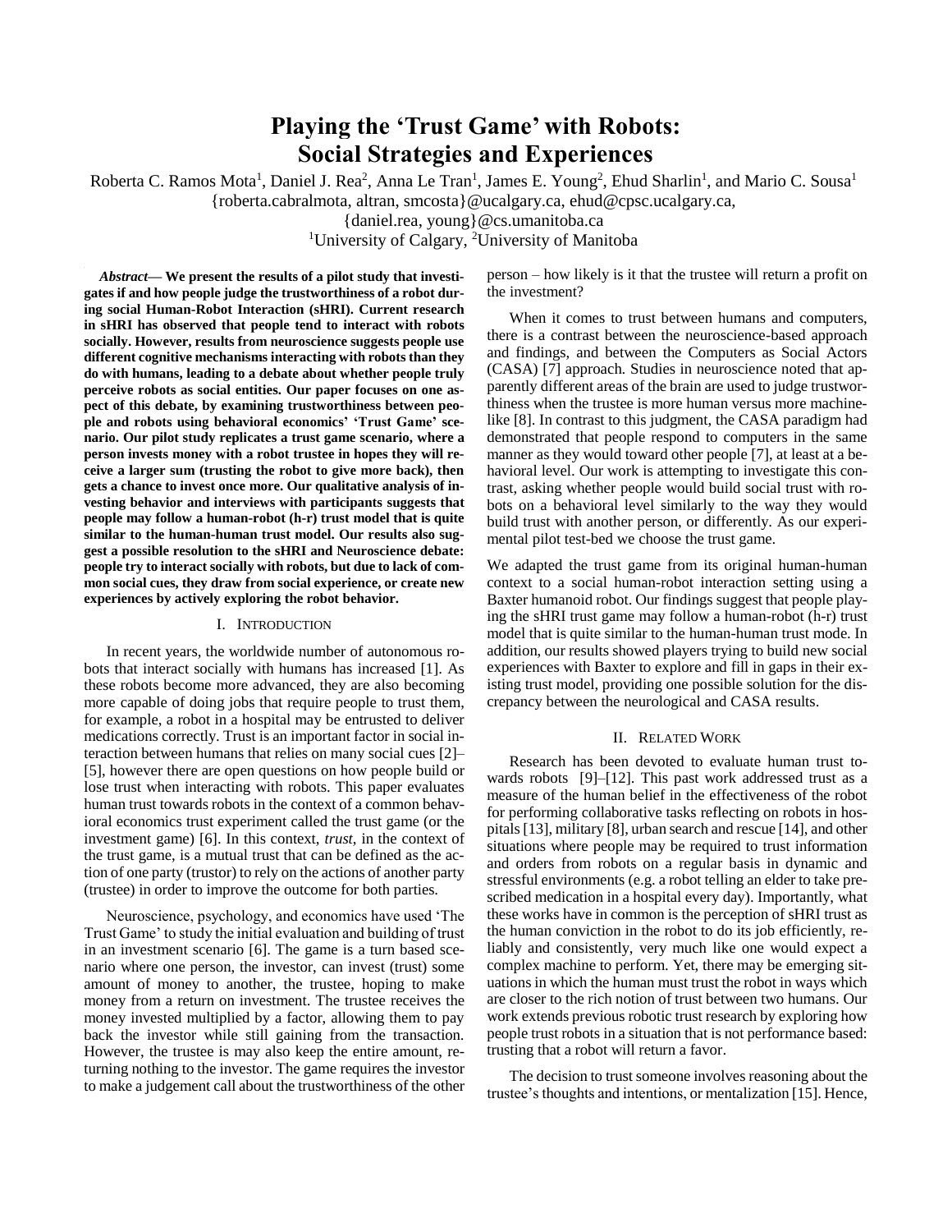# Playing the 'Trust Game' with Robots: Social Strategies and Experiences

Roberta C. Ramos Mota[1], Daniel J. Rea[2], Anna Le Tran[1], James E. Young[2], Ehud Sharlin[1], and Mario C. Sousa[1]
{roberta.cabralmota, altran, smcosta}@ucalgary.ca, ehud@cpsc.ucalgary.ca,
{daniel.rea, young}@cs.umanitoba.ca
[1]University of Calgary, [2]University of Manitoba

***Abstract*— We present the results of a pilot study that investigates if and how people judge the trustworthiness of a robot during social Human-Robot Interaction (sHRI). Current research in sHRI has observed that people tend to interact with robots socially. However, results from neuroscience suggests people use different cognitive mechanisms interacting with robots than they do with humans, leading to a debate about whether people truly perceive robots as social entities. Our paper focuses on one aspect of this debate, by examining trustworthiness between people and robots using behavioral economics' 'Trust Game' scenario. Our pilot study replicates a trust game scenario, where a person invests money with a robot trustee in hopes they will receive a larger sum (trusting the robot to give more back), then gets a chance to invest once more. Our qualitative analysis of investing behavior and interviews with participants suggests that people may follow a human-robot (h-r) trust model that is quite similar to the human-human trust model. Our results also suggest a possible resolution to the sHRI and Neuroscience debate: people try to interact socially with robots, but due to lack of common social cues, they draw from social experience, or create new experiences by actively exploring the robot behavior.**

## I. Introduction

In recent years, the worldwide number of autonomous robots that interact socially with humans has increased [1]. As these robots become more advanced, they are also becoming more capable of doing jobs that require people to trust them, for example, a robot in a hospital may be entrusted to deliver medications correctly. Trust is an important factor in social interaction between humans that relies on many social cues [2]–[5], however there are open questions on how people build or lose trust when interacting with robots. This paper evaluates human trust towards robots in the context of a common behavioral economics trust experiment called the trust game (or the investment game) [6]. In this context, *trust*, in the context of the trust game, is a mutual trust that can be defined as the action of one party (trustor) to rely on the actions of another party (trustee) in order to improve the outcome for both parties.

Neuroscience, psychology, and economics have used 'The Trust Game' to study the initial evaluation and building of trust in an investment scenario [6]. The game is a turn based scenario where one person, the investor, can invest (trust) some amount of money to another, the trustee, hoping to make money from a return on investment. The trustee receives the money invested multiplied by a factor, allowing them to pay back the investor while still gaining from the transaction. However, the trustee is may also keep the entire amount, returning nothing to the investor. The game requires the investor to make a judgement call about the trustworthiness of the other person – how likely is it that the trustee will return a profit on the investment?

When it comes to trust between humans and computers, there is a contrast between the neuroscience-based approach and findings, and between the Computers as Social Actors (CASA) [7] approach. Studies in neuroscience noted that apparently different areas of the brain are used to judge trustworthiness when the trustee is more human versus more machine-like [8]. In contrast to this judgment, the CASA paradigm had demonstrated that people respond to computers in the same manner as they would toward other people [7], at least at a behavioral level. Our work is attempting to investigate this contrast, asking whether people would build social trust with robots on a behavioral level similarly to the way they would build trust with another person, or differently. As our experimental pilot test-bed we choose the trust game.

We adapted the trust game from its original human-human context to a social human-robot interaction setting using a Baxter humanoid robot. Our findings suggest that people playing the sHRI trust game may follow a human-robot (h-r) trust model that is quite similar to the human-human trust mode. In addition, our results showed players trying to build new social experiences with Baxter to explore and fill in gaps in their existing trust model, providing one possible solution for the discrepancy between the neurological and CASA results.

## II. Related Work

Research has been devoted to evaluate human trust towards robots [9]–[12]. This past work addressed trust as a measure of the human belief in the effectiveness of the robot for performing collaborative tasks reflecting on robots in hospitals [13], military [8], urban search and rescue [14], and other situations where people may be required to trust information and orders from robots on a regular basis in dynamic and stressful environments (e.g. a robot telling an elder to take prescribed medication in a hospital every day). Importantly, what these works have in common is the perception of sHRI trust as the human conviction in the robot to do its job efficiently, reliably and consistently, very much like one would expect a complex machine to perform. Yet, there may be emerging situations in which the human must trust the robot in ways which are closer to the rich notion of trust between two humans. Our work extends previous robotic trust research by exploring how people trust robots in a situation that is not performance based: trusting that a robot will return a favor.

The decision to trust someone involves reasoning about the trustee's thoughts and intentions, or mentalization [15]. Hence,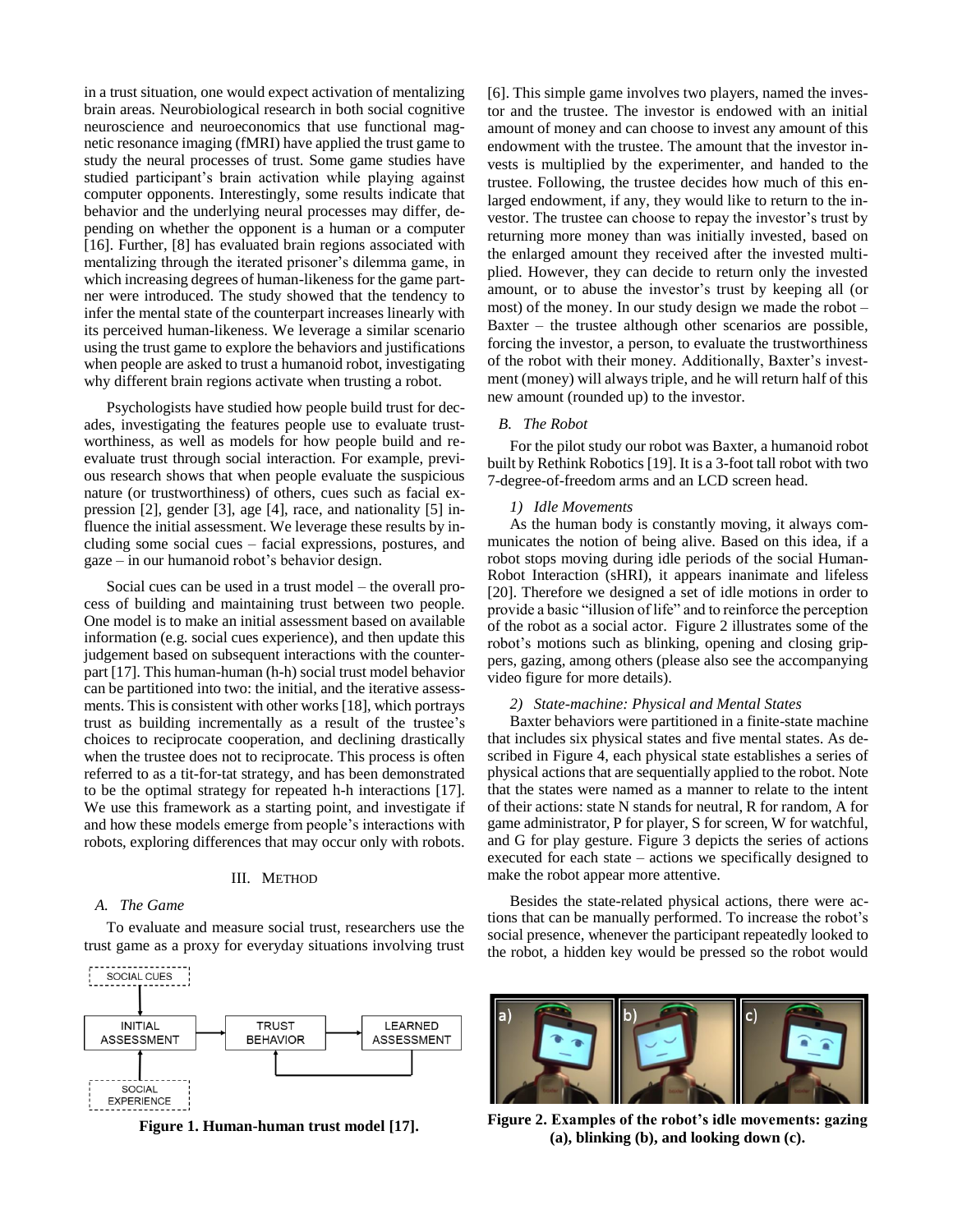in a trust situation, one would expect activation of mentalizing brain areas. Neurobiological research in both social cognitive neuroscience and neuroeconomics that use functional magnetic resonance imaging (fMRI) have applied the trust game to study the neural processes of trust. Some game studies have studied participant's brain activation while playing against computer opponents. Interestingly, some results indicate that behavior and the underlying neural processes may differ, depending on whether the opponent is a human or a computer [16]. Further, [8] has evaluated brain regions associated with mentalizing through the iterated prisoner's dilemma game, in which increasing degrees of human-likeness for the game partner were introduced. The study showed that the tendency to infer the mental state of the counterpart increases linearly with its perceived human-likeness. We leverage a similar scenario using the trust game to explore the behaviors and justifications when people are asked to trust a humanoid robot, investigating why different brain regions activate when trusting a robot.

Psychologists have studied how people build trust for decades, investigating the features people use to evaluate trustworthiness, as well as models for how people build and re-evaluate trust through social interaction. For example, previous research shows that when people evaluate the suspicious nature (or trustworthiness) of others, cues such as facial expression [2], gender [3], age [4], race, and nationality [5] influence the initial assessment. We leverage these results by including some social cues – facial expressions, postures, and gaze – in our humanoid robot's behavior design.

Social cues can be used in a trust model – the overall process of building and maintaining trust between two people. One model is to make an initial assessment based on available information (e.g. social cues experience), and then update this judgement based on subsequent interactions with the counterpart [17]. This human-human (h-h) social trust model behavior can be partitioned into two: the initial, and the iterative assessments. This is consistent with other works [18], which portrays trust as building incrementally as a result of the trustee's choices to reciprocate cooperation, and declining drastically when the trustee does not to reciprocate. This process is often referred to as a tit-for-tat strategy, and has been demonstrated to be the optimal strategy for repeated h-h interactions [17]. We use this framework as a starting point, and investigate if and how these models emerge from people's interactions with robots, exploring differences that may occur only with robots.

## III. Method

### A. The Game

To evaluate and measure social trust, researchers use the trust game as a proxy for everyday situations involving trust [6]. This simple game involves two players, named the investor and the trustee. The investor is endowed with an initial amount of money and can choose to invest any amount of this endowment with the trustee. The amount that the investor invests is multiplied by the experimenter, and handed to the trustee. Following, the trustee decides how much of this enlarged endowment, if any, they would like to return to the investor. The trustee can choose to repay the investor's trust by returning more money than was initially invested, based on the enlarged amount they received after the invested multiplied. However, they can decide to return only the invested amount, or to abuse the investor's trust by keeping all (or most) of the money. In our study design we made the robot – Baxter – the trustee although other scenarios are possible, forcing the investor, a person, to evaluate the trustworthiness of the robot with their money. Additionally, Baxter's investment (money) will always triple, and he will return half of this new amount (rounded up) to the investor.

SOCIAL CUES

INITIAL ASSESSMENT

TRUST BEHAVIOR

LEARNED ASSESSMENT

SOCIAL EXPERIENCE

**Figure 1. Human-human trust model [17].**

### B. The Robot

For the pilot study our robot was Baxter, a humanoid robot built by Rethink Robotics [19]. It is a 3-foot tall robot with two 7-degree-of-freedom arms and an LCD screen head.

#### 1) Idle Movements

As the human body is constantly moving, it always communicates the notion of being alive. Based on this idea, if a robot stops moving during idle periods of the social Human-Robot Interaction (sHRI), it appears inanimate and lifeless [20]. Therefore we designed a set of idle motions in order to provide a basic "illusion of life" and to reinforce the perception of the robot as a social actor. Figure 2 illustrates some of the robot's motions such as blinking, opening and closing grippers, gazing, among others (please also see the accompanying video figure for more details).

#### 2) State-machine: Physical and Mental States

Baxter behaviors were partitioned in a finite-state machine that includes six physical states and five mental states. As described in Figure 4, each physical state establishes a series of physical actions that are sequentially applied to the robot. Note that the states were named as a manner to relate to the intent of their actions: state N stands for neutral, R for random, A for game administrator, P for player, S for screen, W for watchful, and G for play gesture. Figure 3 depicts the series of actions executed for each state – actions we specifically designed to make the robot appear more attentive.

Besides the state-related physical actions, there were actions that can be manually performed. To increase the robot's social presence, whenever the participant repeatedly looked to the robot, a hidden key would be pressed so the robot would

a) b) c)

**Figure 2. Examples of the robot's idle movements: gazing (a), blinking (b), and looking down (c).**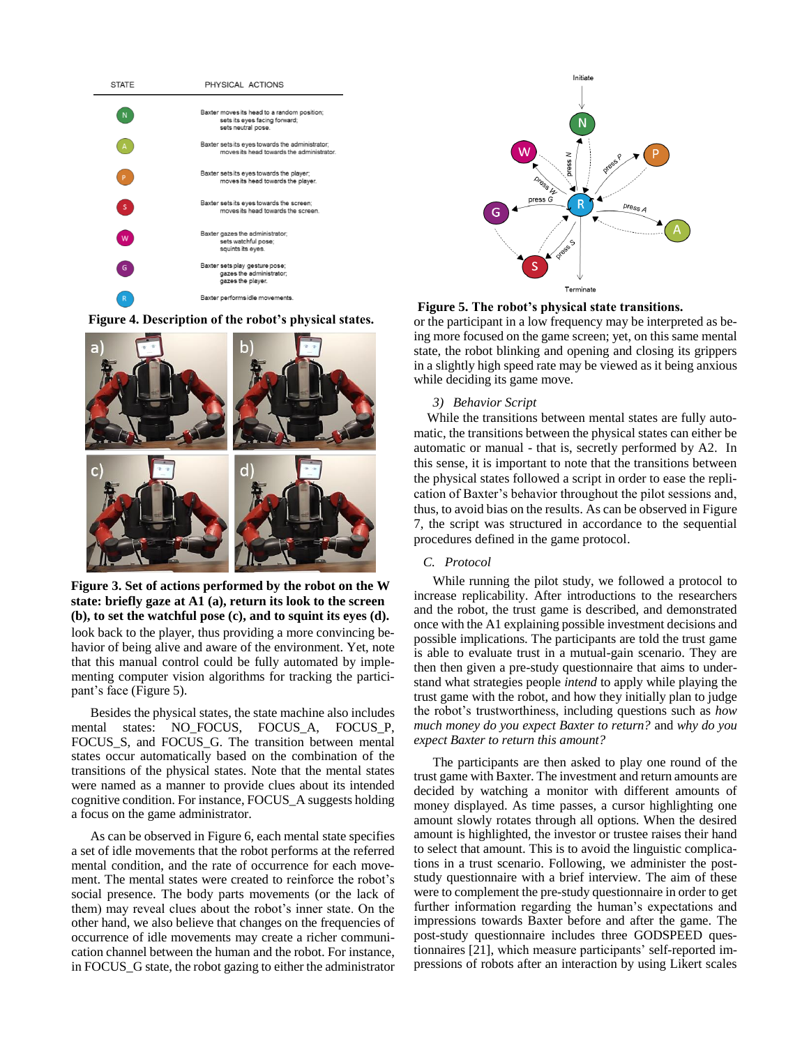| STATE | PHYSICAL ACTIONS |
|---|---|
| N | Baxter moves its head to a random position; sets its eyes facing forward; sets neutral pose. |
| A | Baxter sets its eyes towards the administrator; moves its head towards the administrator. |
| P | Baxter sets its eyes towards the player; moves its head towards the player. |
| S | Baxter sets its eyes towards the screen; moves its head towards the screen. |
| W | Baxter gazes the administrator; sets watchful pose; squints its eyes. |
| G | Baxter sets play gesture pose; gazes the administrator; gazes the player. |
| R | Baxter performs idle movements. |

**Figure 4. Description of the robot's physical states.**

**Figure 3. Set of actions performed by the robot on the W state: briefly gaze at A1 (a), return its look to the screen (b), to set the watchful pose (c), and to squint its eyes (d).**

look back to the player, thus providing a more convincing behavior of being alive and aware of the environment. Yet, note that this manual control could be fully automated by implementing computer vision algorithms for tracking the participant's face (Figure 5).

Besides the physical states, the state machine also includes mental states: NO_FOCUS, FOCUS_A, FOCUS_P, FOCUS_S, and FOCUS_G. The transition between mental states occur automatically based on the combination of the transitions of the physical states. Note that the mental states were named as a manner to provide clues about its intended cognitive condition. For instance, FOCUS_A suggests holding a focus on the game administrator.

As can be observed in Figure 6, each mental state specifies a set of idle movements that the robot performs at the referred mental condition, and the rate of occurrence for each movement. The mental states were created to reinforce the robot's social presence. The body parts movements (or the lack of them) may reveal clues about the robot's inner state. On the other hand, we also believe that changes on the frequencies of occurrence of idle movements may create a richer communication channel between the human and the robot. For instance, in FOCUS_G state, the robot gazing to either the administrator

**Figure 5. The robot's physical state transitions.**

or the participant in a low frequency may be interpreted as being more focused on the game screen; yet, on this same mental state, the robot blinking and opening and closing its grippers in a slightly high speed rate may be viewed as it being anxious while deciding its game move.

*3) Behavior Script*

While the transitions between mental states are fully automatic, the transitions between the physical states can either be automatic or manual - that is, secretly performed by A2. In this sense, it is important to note that the transitions between the physical states followed a script in order to ease the replication of Baxter's behavior throughout the pilot sessions and, thus, to avoid bias on the results. As can be observed in Figure 7, the script was structured in accordance to the sequential procedures defined in the game protocol.

### *C. Protocol*

While running the pilot study, we followed a protocol to increase replicability. After introductions to the researchers and the robot, the trust game is described, and demonstrated once with the A1 explaining possible investment decisions and possible implications. The participants are told the trust game is able to evaluate trust in a mutual-gain scenario. They are then then given a pre-study questionnaire that aims to understand what strategies people *intend* to apply while playing the trust game with the robot, and how they initially plan to judge the robot's trustworthiness, including questions such as *how much money do you expect Baxter to return?* and *why do you expect Baxter to return this amount?*

The participants are then asked to play one round of the trust game with Baxter. The investment and return amounts are decided by watching a monitor with different amounts of money displayed. As time passes, a cursor highlighting one amount slowly rotates through all options. When the desired amount is highlighted, the investor or trustee raises their hand to select that amount. This is to avoid the linguistic complications in a trust scenario. Following, we administer the post-study questionnaire with a brief interview. The aim of these were to complement the pre-study questionnaire in order to get further information regarding the human's expectations and impressions towards Baxter before and after the game. The post-study questionnaire includes three GODSPEED questionnaires [21], which measure participants' self-reported impressions of robots after an interaction by using Likert scales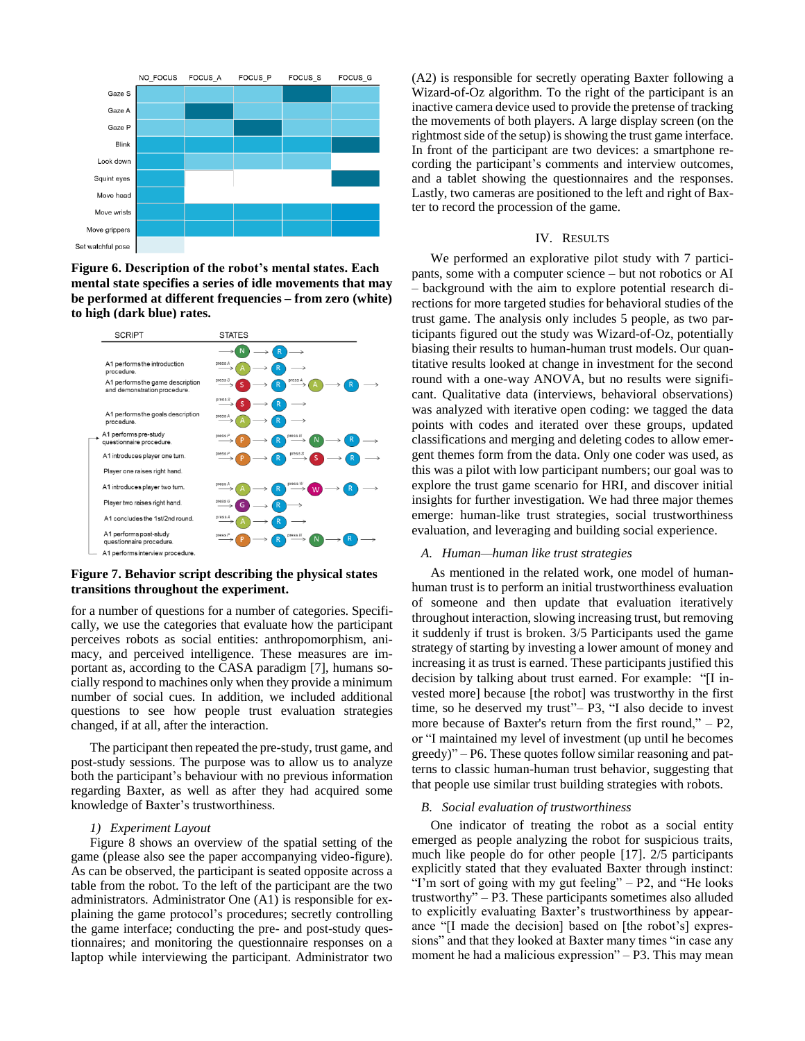**Figure 6. Description of the robot's mental states. Each mental state specifies a series of idle movements that may be performed at different frequencies – from zero (white) to high (dark blue) rates.**

**Figure 7. Behavior script describing the physical states transitions throughout the experiment.**

for a number of questions for a number of categories. Specifically, we use the categories that evaluate how the participant perceives robots as social entities: anthropomorphism, animacy, and perceived intelligence. These measures are important as, according to the CASA paradigm [7], humans socially respond to machines only when they provide a minimum number of social cues. In addition, we included additional questions to see how people trust evaluation strategies changed, if at all, after the interaction.

The participant then repeated the pre-study, trust game, and post-study sessions. The purpose was to allow us to analyze both the participant's behaviour with no previous information regarding Baxter, as well as after they had acquired some knowledge of Baxter's trustworthiness.

### *1) Experiment Layout*

Figure 8 shows an overview of the spatial setting of the game (please also see the paper accompanying video-figure). As can be observed, the participant is seated opposite across a table from the robot. To the left of the participant are the two administrators. Administrator One (A1) is responsible for explaining the game protocol's procedures; secretly controlling the game interface; conducting the pre- and post-study questionnaires; and monitoring the questionnaire responses on a laptop while interviewing the participant. Administrator two (A2) is responsible for secretly operating Baxter following a Wizard-of-Oz algorithm. To the right of the participant is an inactive camera device used to provide the pretense of tracking the movements of both players. A large display screen (on the rightmost side of the setup) is showing the trust game interface. In front of the participant are two devices: a smartphone recording the participant's comments and interview outcomes, and a tablet showing the questionnaires and the responses. Lastly, two cameras are positioned to the left and right of Baxter to record the procession of the game.

## IV. Results

We performed an explorative pilot study with 7 participants, some with a computer science – but not robotics or AI – background with the aim to explore potential research directions for more targeted studies for behavioral studies of the trust game. The analysis only includes 5 people, as two participants figured out the study was Wizard-of-Oz, potentially biasing their results to human-human trust models. Our quantitative results looked at change in investment for the second round with a one-way ANOVA, but no results were significant. Qualitative data (interviews, behavioral observations) was analyzed with iterative open coding: we tagged the data points with codes and iterated over these groups, updated classifications and merging and deleting codes to allow emergent themes form from the data. Only one coder was used, as this was a pilot with low participant numbers; our goal was to explore the trust game scenario for HRI, and discover initial insights for further investigation. We had three major themes emerge: human-like trust strategies, social trustworthiness evaluation, and leveraging and building social experience.

### *A. Human—human like trust strategies*

As mentioned in the related work, one model of human-human trust is to perform an initial trustworthiness evaluation of someone and then update that evaluation iteratively throughout interaction, slowing increasing trust, but removing it suddenly if trust is broken. 3/5 Participants used the game strategy of starting by investing a lower amount of money and increasing it as trust is earned. These participants justified this decision by talking about trust earned. For example: "[I invested more] because [the robot] was trustworthy in the first time, so he deserved my trust"– P3, "I also decide to invest more because of Baxter's return from the first round," – P2, or "I maintained my level of investment (up until he becomes greedy)" – P6. These quotes follow similar reasoning and patterns to classic human-human trust behavior, suggesting that that people use similar trust building strategies with robots.

### *B. Social evaluation of trustworthiness*

One indicator of treating the robot as a social entity emerged as people analyzing the robot for suspicious traits, much like people do for other people [17]. 2/5 participants explicitly stated that they evaluated Baxter through instinct: "I'm sort of going with my gut feeling" – P2, and "He looks trustworthy" – P3. These participants sometimes also alluded to explicitly evaluating Baxter's trustworthiness by appearance "[I made the decision] based on [the robot's] expressions" and that they looked at Baxter many times "in case any moment he had a malicious expression" – P3. This may mean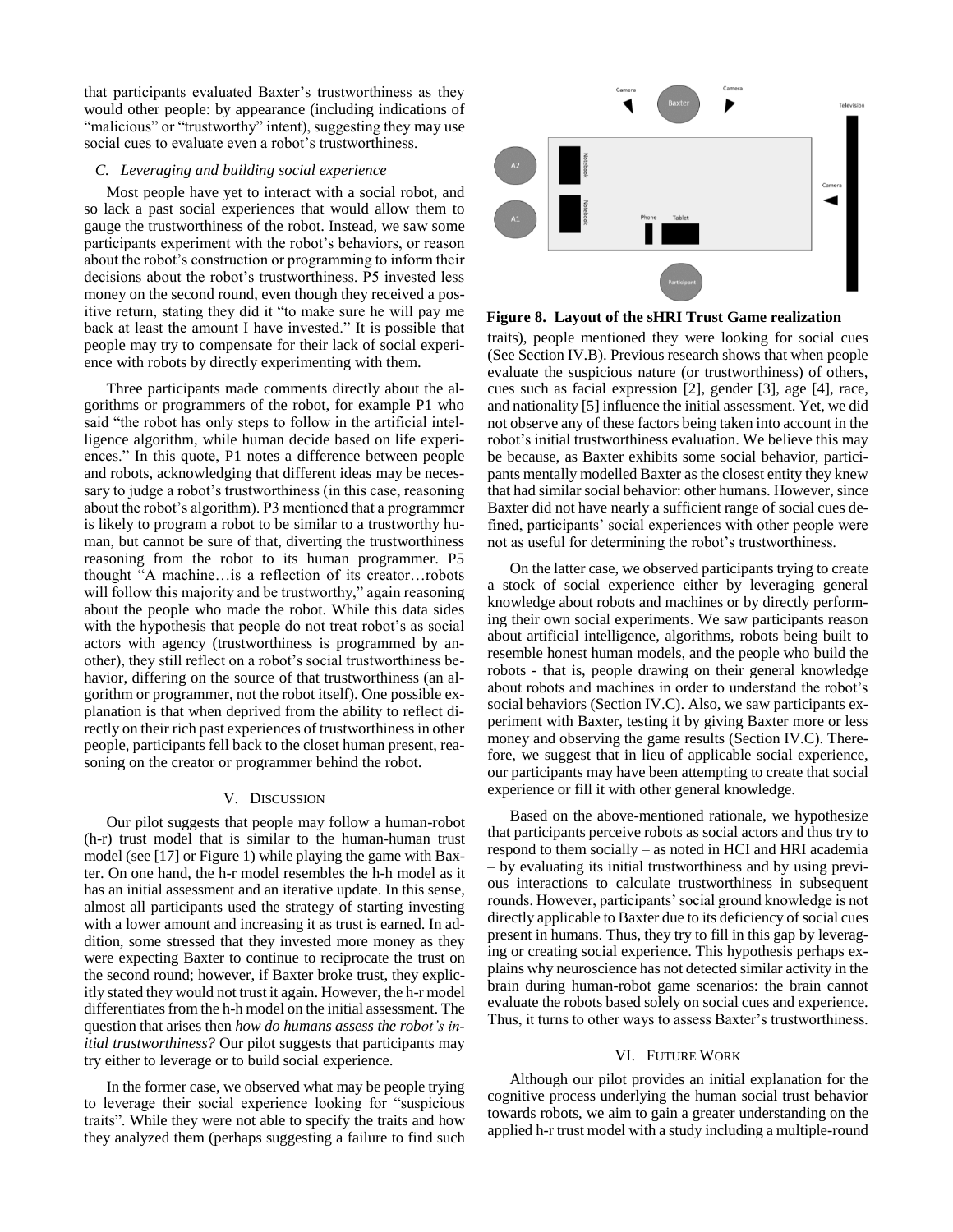that participants evaluated Baxter's trustworthiness as they would other people: by appearance (including indications of "malicious" or "trustworthy" intent), suggesting they may use social cues to evaluate even a robot's trustworthiness.

### *C. Leveraging and building social experience*

Most people have yet to interact with a social robot, and so lack a past social experiences that would allow them to gauge the trustworthiness of the robot. Instead, we saw some participants experiment with the robot's behaviors, or reason about the robot's construction or programming to inform their decisions about the robot's trustworthiness. P5 invested less money on the second round, even though they received a positive return, stating they did it "to make sure he will pay me back at least the amount I have invested." It is possible that people may try to compensate for their lack of social experience with robots by directly experimenting with them.

Three participants made comments directly about the algorithms or programmers of the robot, for example P1 who said "the robot has only steps to follow in the artificial intelligence algorithm, while human decide based on life experiences." In this quote, P1 notes a difference between people and robots, acknowledging that different ideas may be necessary to judge a robot's trustworthiness (in this case, reasoning about the robot's algorithm). P3 mentioned that a programmer is likely to program a robot to be similar to a trustworthy human, but cannot be sure of that, diverting the trustworthiness reasoning from the robot to its human programmer. P5 thought "A machine…is a reflection of its creator…robots will follow this majority and be trustworthy," again reasoning about the people who made the robot. While this data sides with the hypothesis that people do not treat robot's as social actors with agency (trustworthiness is programmed by another), they still reflect on a robot's social trustworthiness behavior, differing on the source of that trustworthiness (an algorithm or programmer, not the robot itself). One possible explanation is that when deprived from the ability to reflect directly on their rich past experiences of trustworthiness in other people, participants fell back to the closet human present, reasoning on the creator or programmer behind the robot.

## V. Discussion

Our pilot suggests that people may follow a human-robot (h-r) trust model that is similar to the human-human trust model (see [17] or Figure 1) while playing the game with Baxter. On one hand, the h-r model resembles the h-h model as it has an initial assessment and an iterative update. In this sense, almost all participants used the strategy of starting investing with a lower amount and increasing it as trust is earned. In addition, some stressed that they invested more money as they were expecting Baxter to continue to reciprocate the trust on the second round; however, if Baxter broke trust, they explicitly stated they would not trust it again. However, the h-r model differentiates from the h-h model on the initial assessment. The question that arises then *how do humans assess the robot's initial trustworthiness?* Our pilot suggests that participants may try either to leverage or to build social experience.

In the former case, we observed what may be people trying to leverage their social experience looking for "suspicious traits". While they were not able to specify the traits and how they analyzed them (perhaps suggesting a failure to find such

**Figure 8. Layout of the sHRI Trust Game realization**

traits), people mentioned they were looking for social cues (See Section IV.B). Previous research shows that when people evaluate the suspicious nature (or trustworthiness) of others, cues such as facial expression [2], gender [3], age [4], race, and nationality [5] influence the initial assessment. Yet, we did not observe any of these factors being taken into account in the robot's initial trustworthiness evaluation. We believe this may be because, as Baxter exhibits some social behavior, participants mentally modelled Baxter as the closest entity they knew that had similar social behavior: other humans. However, since Baxter did not have nearly a sufficient range of social cues defined, participants' social experiences with other people were not as useful for determining the robot's trustworthiness.

On the latter case, we observed participants trying to create a stock of social experience either by leveraging general knowledge about robots and machines or by directly performing their own social experiments. We saw participants reason about artificial intelligence, algorithms, robots being built to resemble honest human models, and the people who build the robots - that is, people drawing on their general knowledge about robots and machines in order to understand the robot's social behaviors (Section IV.C). Also, we saw participants experiment with Baxter, testing it by giving Baxter more or less money and observing the game results (Section IV.C). Therefore, we suggest that in lieu of applicable social experience, our participants may have been attempting to create that social experience or fill it with other general knowledge.

Based on the above-mentioned rationale, we hypothesize that participants perceive robots as social actors and thus try to respond to them socially – as noted in HCI and HRI academia – by evaluating its initial trustworthiness and by using previous interactions to calculate trustworthiness in subsequent rounds. However, participants' social ground knowledge is not directly applicable to Baxter due to its deficiency of social cues present in humans. Thus, they try to fill in this gap by leveraging or creating social experience. This hypothesis perhaps explains why neuroscience has not detected similar activity in the brain during human-robot game scenarios: the brain cannot evaluate the robots based solely on social cues and experience. Thus, it turns to other ways to assess Baxter's trustworthiness.

## VI. Future Work

Although our pilot provides an initial explanation for the cognitive process underlying the human social trust behavior towards robots, we aim to gain a greater understanding on the applied h-r trust model with a study including a multiple-round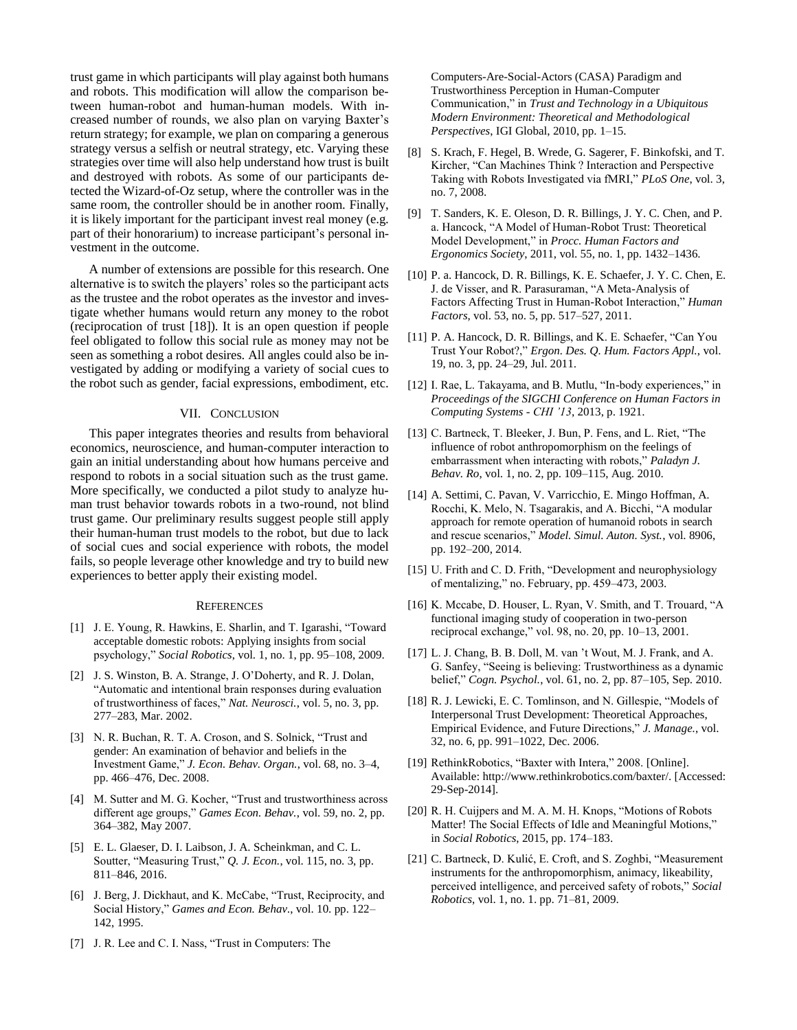trust game in which participants will play against both humans and robots. This modification will allow the comparison between human-robot and human-human models. With increased number of rounds, we also plan on varying Baxter's return strategy; for example, we plan on comparing a generous strategy versus a selfish or neutral strategy, etc. Varying these strategies over time will also help understand how trust is built and destroyed with robots. As some of our participants detected the Wizard-of-Oz setup, where the controller was in the same room, the controller should be in another room. Finally, it is likely important for the participant invest real money (e.g. part of their honorarium) to increase participant's personal investment in the outcome.

A number of extensions are possible for this research. One alternative is to switch the players' roles so the participant acts as the trustee and the robot operates as the investor and investigate whether humans would return any money to the robot (reciprocation of trust [18]). It is an open question if people feel obligated to follow this social rule as money may not be seen as something a robot desires. All angles could also be investigated by adding or modifying a variety of social cues to the robot such as gender, facial expressions, embodiment, etc.

## VII. Conclusion

This paper integrates theories and results from behavioral economics, neuroscience, and human-computer interaction to gain an initial understanding about how humans perceive and respond to robots in a social situation such as the trust game. More specifically, we conducted a pilot study to analyze human trust behavior towards robots in a two-round, not blind trust game. Our preliminary results suggest people still apply their human-human trust models to the robot, but due to lack of social cues and social experience with robots, the model fails, so people leverage other knowledge and try to build new experiences to better apply their existing model.

## References

[1] J. E. Young, R. Hawkins, E. Sharlin, and T. Igarashi, "Toward acceptable domestic robots: Applying insights from social psychology," *Social Robotics*, vol. 1, no. 1, pp. 95–108, 2009.

[2] J. S. Winston, B. A. Strange, J. O'Doherty, and R. J. Dolan, "Automatic and intentional brain responses during evaluation of trustworthiness of faces," *Nat. Neurosci.*, vol. 5, no. 3, pp. 277–283, Mar. 2002.

[3] N. R. Buchan, R. T. A. Croson, and S. Solnick, "Trust and gender: An examination of behavior and beliefs in the Investment Game," *J. Econ. Behav. Organ.*, vol. 68, no. 3–4, pp. 466–476, Dec. 2008.

[4] M. Sutter and M. G. Kocher, "Trust and trustworthiness across different age groups," *Games Econ. Behav.*, vol. 59, no. 2, pp. 364–382, May 2007.

[5] E. L. Glaeser, D. I. Laibson, J. A. Scheinkman, and C. L. Soutter, "Measuring Trust," *Q. J. Econ.*, vol. 115, no. 3, pp. 811–846, 2016.

[6] J. Berg, J. Dickhaut, and K. McCabe, "Trust, Reciprocity, and Social History," *Games and Econ. Behav*., vol. 10. pp. 122–142, 1995.

[7] J. R. Lee and C. I. Nass, "Trust in Computers: The Computers-Are-Social-Actors (CASA) Paradigm and Trustworthiness Perception in Human-Computer Communication," in *Trust and Technology in a Ubiquitous Modern Environment: Theoretical and Methodological Perspectives*, IGI Global, 2010, pp. 1–15.

[8] S. Krach, F. Hegel, B. Wrede, G. Sagerer, F. Binkofski, and T. Kircher, "Can Machines Think ? Interaction and Perspective Taking with Robots Investigated via fMRI," *PLoS One*, vol. 3, no. 7, 2008.

[9] T. Sanders, K. E. Oleson, D. R. Billings, J. Y. C. Chen, and P. a. Hancock, "A Model of Human-Robot Trust: Theoretical Model Development," in *Procc. Human Factors and Ergonomics Society*, 2011, vol. 55, no. 1, pp. 1432–1436.

[10] P. a. Hancock, D. R. Billings, K. E. Schaefer, J. Y. C. Chen, E. J. de Visser, and R. Parasuraman, "A Meta-Analysis of Factors Affecting Trust in Human-Robot Interaction," *Human Factors*, vol. 53, no. 5, pp. 517–527, 2011.

[11] P. A. Hancock, D. R. Billings, and K. E. Schaefer, "Can You Trust Your Robot?," *Ergon. Des. Q. Hum. Factors Appl.*, vol. 19, no. 3, pp. 24–29, Jul. 2011.

[12] I. Rae, L. Takayama, and B. Mutlu, "In-body experiences," in *Proceedings of the SIGCHI Conference on Human Factors in Computing Systems - CHI '13*, 2013, p. 1921.

[13] C. Bartneck, T. Bleeker, J. Bun, P. Fens, and L. Riet, "The influence of robot anthropomorphism on the feelings of embarrassment when interacting with robots," *Paladyn J. Behav. Ro*, vol. 1, no. 2, pp. 109–115, Aug. 2010.

[14] A. Settimi, C. Pavan, V. Varricchio, E. Mingo Hoffman, A. Rocchi, K. Melo, N. Tsagarakis, and A. Bicchi, "A modular approach for remote operation of humanoid robots in search and rescue scenarios," *Model. Simul. Auton. Syst.*, vol. 8906, pp. 192–200, 2014.

[15] U. Frith and C. D. Frith, "Development and neurophysiology of mentalizing," no. February, pp. 459–473, 2003.

[16] K. Mccabe, D. Houser, L. Ryan, V. Smith, and T. Trouard, "A functional imaging study of cooperation in two-person reciprocal exchange," vol. 98, no. 20, pp. 10–13, 2001.

[17] L. J. Chang, B. B. Doll, M. van 't Wout, M. J. Frank, and A. G. Sanfey, "Seeing is believing: Trustworthiness as a dynamic belief," *Cogn. Psychol.*, vol. 61, no. 2, pp. 87–105, Sep. 2010.

[18] R. J. Lewicki, E. C. Tomlinson, and N. Gillespie, "Models of Interpersonal Trust Development: Theoretical Approaches, Empirical Evidence, and Future Directions," *J. Manage.*, vol. 32, no. 6, pp. 991–1022, Dec. 2006.

[19] RethinkRobotics, "Baxter with Intera," 2008. [Online]. Available: http://www.rethinkrobotics.com/baxter/. [Accessed: 29-Sep-2014].

[20] R. H. Cuijpers and M. A. M. H. Knops, "Motions of Robots Matter! The Social Effects of Idle and Meaningful Motions," in *Social Robotics*, 2015, pp. 174–183.

[21] C. Bartneck, D. Kulić, E. Croft, and S. Zoghbi, "Measurement instruments for the anthropomorphism, animacy, likeability, perceived intelligence, and perceived safety of robots," *Social Robotics*, vol. 1, no. 1. pp. 71–81, 2009.